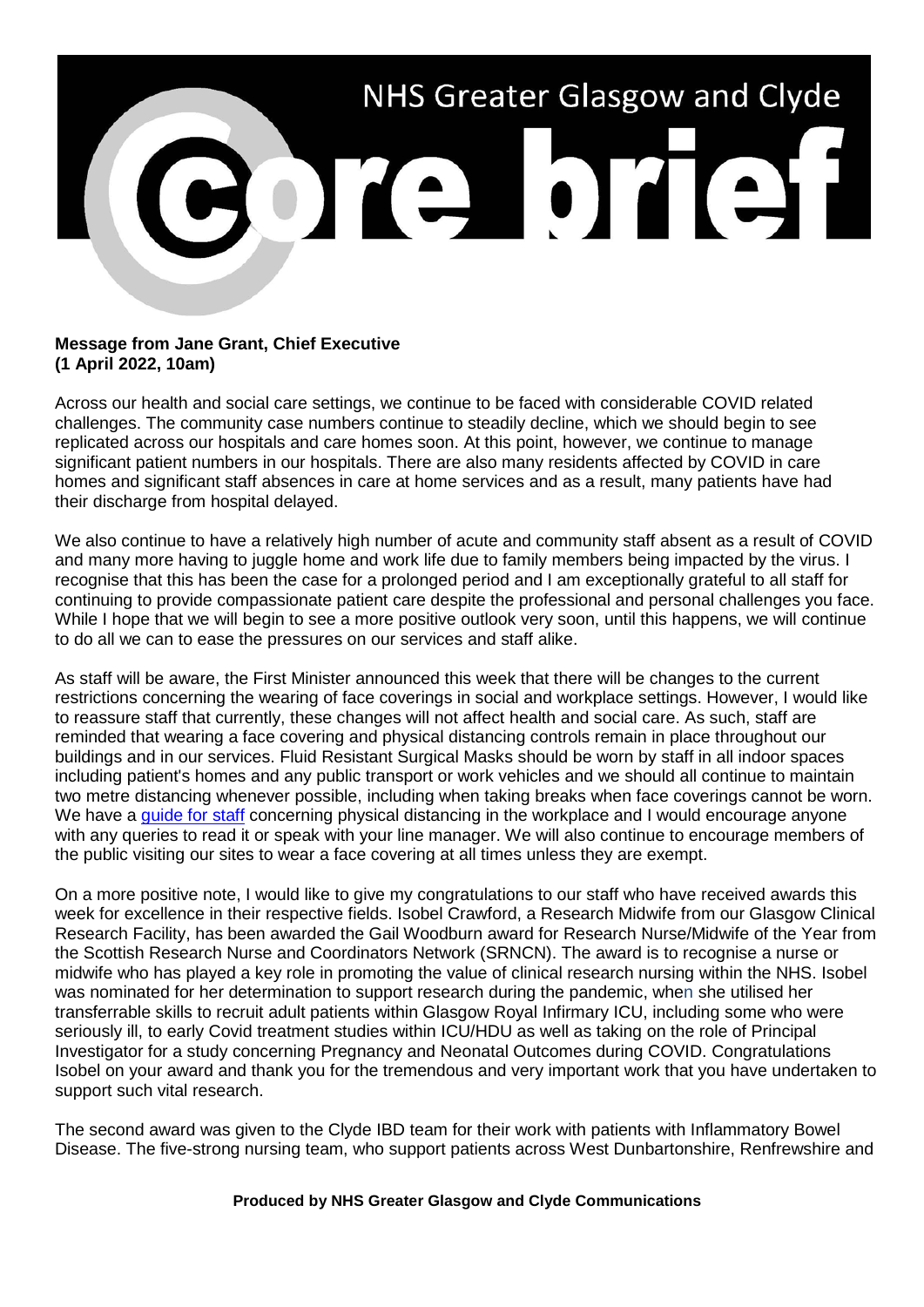# NHS Greater Glasgow and Clyde

# Core brief

**Message from Jane Grant, Chief Executive**
**(1 April 2022, 10am)**

Across our health and social care settings, we continue to be faced with considerable COVID related challenges. The community case numbers continue to steadily decline, which we should begin to see replicated across our hospitals and care homes soon. At this point, however, we continue to manage significant patient numbers in our hospitals. There are also many residents affected by COVID in care homes and significant staff absences in care at home services and as a result, many patients have had their discharge from hospital delayed.

We also continue to have a relatively high number of acute and community staff absent as a result of COVID and many more having to juggle home and work life due to family members being impacted by the virus. I recognise that this has been the case for a prolonged period and I am exceptionally grateful to all staff for continuing to provide compassionate patient care despite the professional and personal challenges you face. While I hope that we will begin to see a more positive outlook very soon, until this happens, we will continue to do all we can to ease the pressures on our services and staff alike.

As staff will be aware, the First Minister announced this week that there will be changes to the current restrictions concerning the wearing of face coverings in social and workplace settings. However, I would like to reassure staff that currently, these changes will not affect health and social care. As such, staff are reminded that wearing a face covering and physical distancing controls remain in place throughout our buildings and in our services. Fluid Resistant Surgical Masks should be worn by staff in all indoor spaces including patient's homes and any public transport or work vehicles and we should all continue to maintain two metre distancing whenever possible, including when taking breaks when face coverings cannot be worn. We have a guide for staff concerning physical distancing in the workplace and I would encourage anyone with any queries to read it or speak with your line manager. We will also continue to encourage members of the public visiting our sites to wear a face covering at all times unless they are exempt.

On a more positive note, I would like to give my congratulations to our staff who have received awards this week for excellence in their respective fields. Isobel Crawford, a Research Midwife from our Glasgow Clinical Research Facility, has been awarded the Gail Woodburn award for Research Nurse/Midwife of the Year from the Scottish Research Nurse and Coordinators Network (SRNCN). The award is to recognise a nurse or midwife who has played a key role in promoting the value of clinical research nursing within the NHS. Isobel was nominated for her determination to support research during the pandemic, when she utilised her transferrable skills to recruit adult patients within Glasgow Royal Infirmary ICU, including some who were seriously ill, to early Covid treatment studies within ICU/HDU as well as taking on the role of Principal Investigator for a study concerning Pregnancy and Neonatal Outcomes during COVID. Congratulations Isobel on your award and thank you for the tremendous and very important work that you have undertaken to support such vital research.

The second award was given to the Clyde IBD team for their work with patients with Inflammatory Bowel Disease. The five-strong nursing team, who support patients across West Dunbartonshire, Renfrewshire and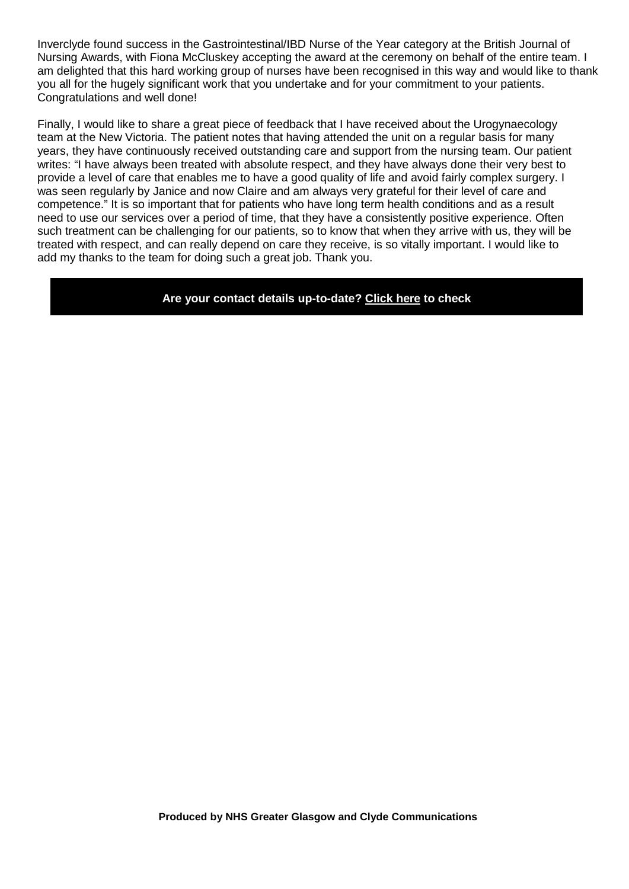Inverclyde found success in the Gastrointestinal/IBD Nurse of the Year category at the British Journal of Nursing Awards, with Fiona McCluskey accepting the award at the ceremony on behalf of the entire team. I am delighted that this hard working group of nurses have been recognised in this way and would like to thank you all for the hugely significant work that you undertake and for your commitment to your patients. Congratulations and well done!

Finally, I would like to share a great piece of feedback that I have received about the Urogynaecology team at the New Victoria. The patient notes that having attended the unit on a regular basis for many years, they have continuously received outstanding care and support from the nursing team. Our patient writes: "I have always been treated with absolute respect, and they have always done their very best to provide a level of care that enables me to have a good quality of life and avoid fairly complex surgery. I was seen regularly by Janice and now Claire and am always very grateful for their level of care and competence." It is so important that for patients who have long term health conditions and as a result need to use our services over a period of time, that they have a consistently positive experience. Often such treatment can be challenging for our patients, so to know that when they arrive with us, they will be treated with respect, and can really depend on care they receive, is so vitally important. I would like to add my thanks to the team for doing such a great job. Thank you.

**Are your contact details up-to-date? Click here to check**

**Produced by NHS Greater Glasgow and Clyde Communications**